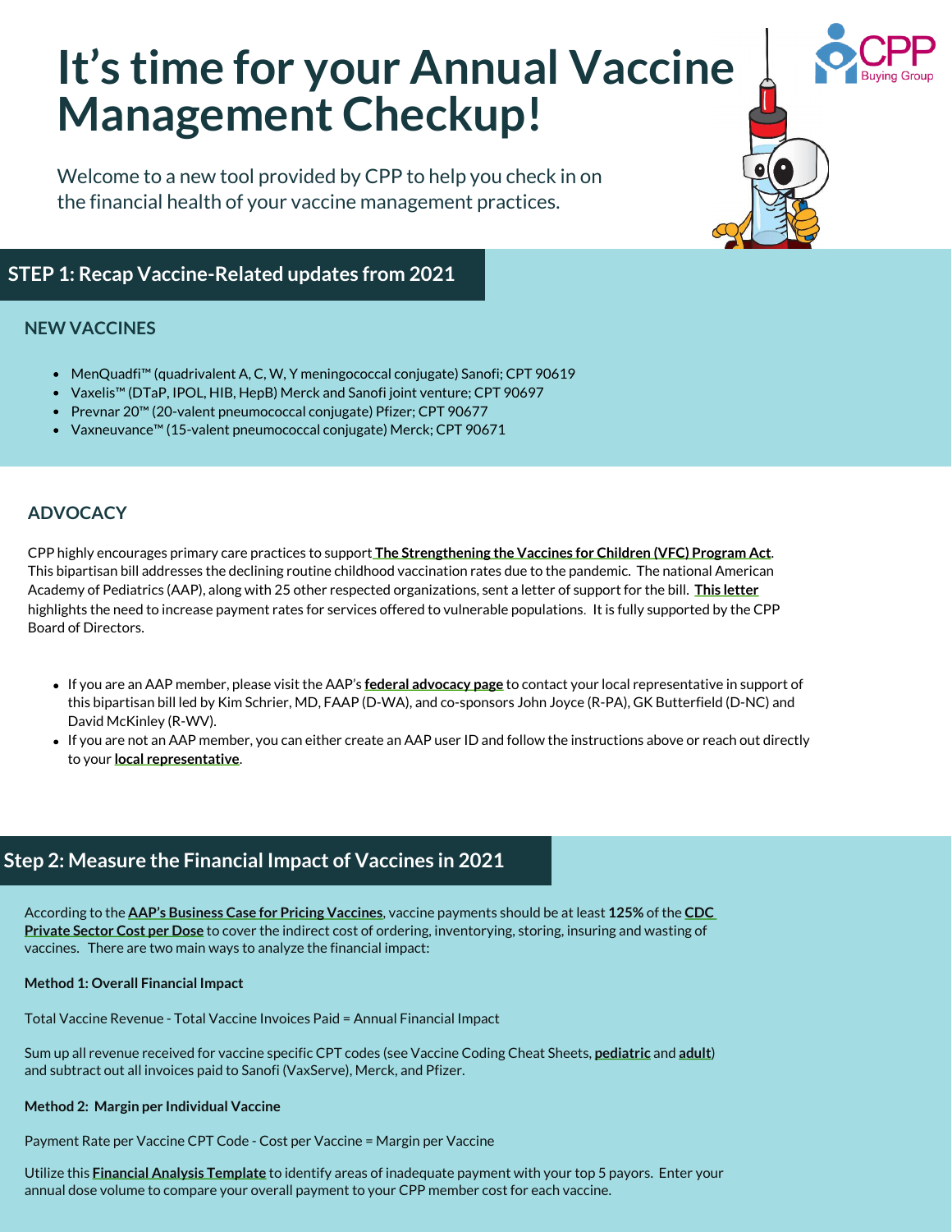# It's time for your Annual Vaccine Management Checkup!

Welcome to a new tool provided by CPP to help you check in on the financial health of your vaccine management practices.

## STEP 1: Recap Vaccine-Related updates from 2021

### NEW VACCINES

- MenQuadfi™ (quadrivalent A, C, W, Y meningococcal conjugate) Sanofi; CPT 90619
- Vaxelis™ (DTaP, IPOL, HIB, HepB) Merck and Sanofi joint venture; CPT 90697
- Prevnar 20™ (20-valent pneumococcal conjugate) Pfizer; CPT 90677
- Vaxneuvance™ (15-valent pneumococcal conjugate) Merck; CPT 90671

### ADVOCACY

CPP highly encourages primary care practices to support **The Strengthening the Vaccines for Children (VFC) Program Act**. This bipartisan bill addresses the declining routine childhood vaccination rates due to the pandemic. The national American Academy of Pediatrics (AAP), along with 25 other respected organizations, sent a letter of support for the bill. **This letter** highlights the need to increase payment rates for services offered to vulnerable populations. It is fully supported by the CPP Board of Directors.

- If you are an AAP member, please visit the AAP's **federal advocacy page** to contact your local representative in support of this bipartisan bill led by Kim Schrier, MD, FAAP (D-WA), and co-sponsors John Joyce (R-PA), GK Butterfield (D-NC) and David McKinley (R-WV).
- If you are not an AAP member, you can either create an AAP user ID and follow the instructions above or reach out directly to your **local representative**.

## Step 2: Measure the Financial Impact of Vaccines in 2021

According to the **AAP's Business Case for Pricing Vaccines**, vaccine payments should be at least **125%** of the **CDC Private Sector Cost per Dose** to cover the indirect cost of ordering, inventorying, storing, insuring and wasting of vaccines. There are two main ways to analyze the financial impact:

**Method 1: Overall Financial Impact**

Total Vaccine Revenue - Total Vaccine Invoices Paid = Annual Financial Impact

Sum up all revenue received for vaccine specific CPT codes (see Vaccine Coding Cheat Sheets, **pediatric** and **adult**) and subtract out all invoices paid to Sanofi (VaxServe), Merck, and Pfizer.

**Method 2: Margin per Individual Vaccine**

Payment Rate per Vaccine CPT Code - Cost per Vaccine = Margin per Vaccine

Utilize this **Financial Analysis Template** to identify areas of inadequate payment with your top 5 payors. Enter your annual dose volume to compare your overall payment to your CPP member cost for each vaccine.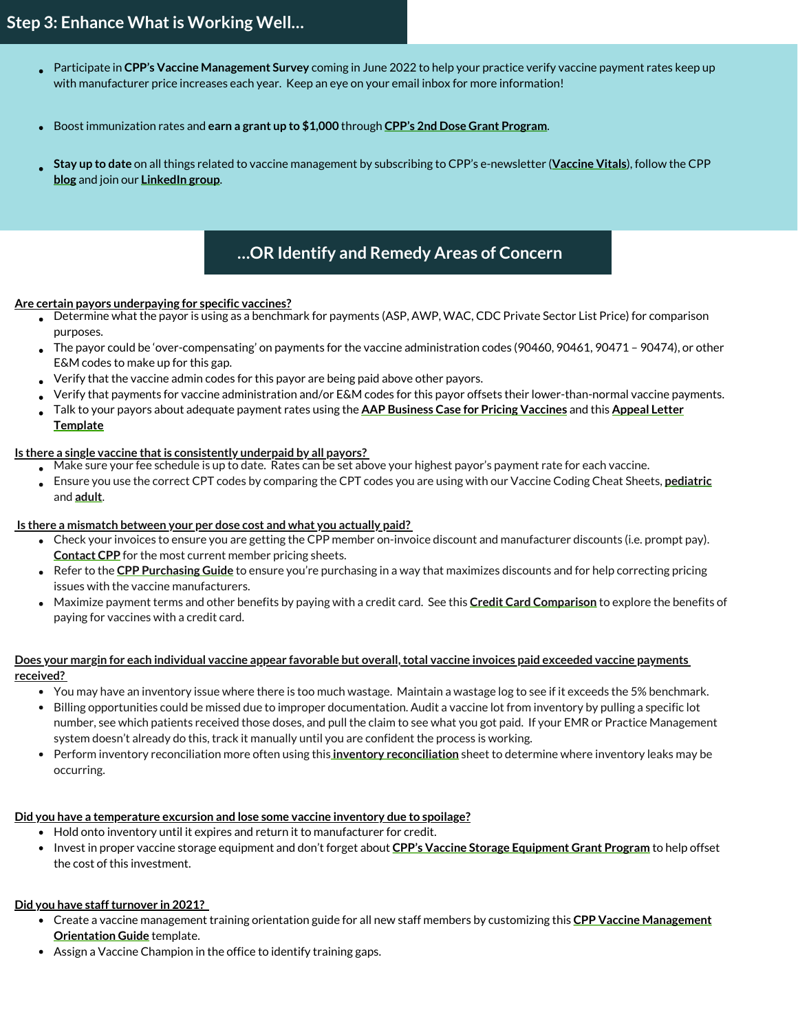## Step 3: Enhance What is Working Well…

- Participate in **CPP's Vaccine Management Survey** coming in June 2022 to help your practice verify vaccine payment rates keep up with manufacturer price increases each year. Keep an eye on your email inbox for more information!
- Boost immunization rates and **earn a grant up to $1,000** through **CPP's 2nd Dose Grant Program**.
- **Stay up to date** on all things related to vaccine management by subscribing to CPP's e-newsletter (**Vaccine Vitals**), follow the CPP **blog** and join our **LinkedIn group**.

## …OR Identify and Remedy Areas of Concern

**Are certain payors underpaying for specific vaccines?**

- Determine what the payor is using as a benchmark for payments (ASP, AWP, WAC, CDC Private Sector List Price) for comparison purposes.
- The payor could be 'over-compensating' on payments for the vaccine administration codes (90460, 90461, 90471 – 90474), or other E&M codes to make up for this gap.
- Verify that the vaccine admin codes for this payor are being paid above other payors.
- Verify that payments for vaccine administration and/or E&M codes for this payor offsets their lower-than-normal vaccine payments.
- Talk to your payors about adequate payment rates using the **AAP Business Case for Pricing Vaccines** and this **Appeal Letter Template**

**Is there a single vaccine that is consistently underpaid by all payors?**

- Make sure your fee schedule is up to date. Rates can be set above your highest payor's payment rate for each vaccine.
- Ensure you use the correct CPT codes by comparing the CPT codes you are using with our Vaccine Coding Cheat Sheets, **pediatric** and **adult**.

**Is there a mismatch between your per dose cost and what you actually paid?**

- Check your invoices to ensure you are getting the CPP member on-invoice discount and manufacturer discounts (i.e. prompt pay). **Contact CPP** for the most current member pricing sheets.
- Refer to the **CPP Purchasing Guide** to ensure you're purchasing in a way that maximizes discounts and for help correcting pricing issues with the vaccine manufacturers.
- Maximize payment terms and other benefits by paying with a credit card. See this **Credit Card Comparison** to explore the benefits of paying for vaccines with a credit card.

**Does your margin for each individual vaccine appear favorable but overall, total vaccine invoices paid exceeded vaccine payments received?**

- You may have an inventory issue where there is too much wastage. Maintain a wastage log to see if it exceeds the 5% benchmark.
- Billing opportunities could be missed due to improper documentation. Audit a vaccine lot from inventory by pulling a specific lot number, see which patients received those doses, and pull the claim to see what you got paid. If your EMR or Practice Management system doesn't already do this, track it manually until you are confident the process is working.
- Perform inventory reconciliation more often using this **inventory reconciliation** sheet to determine where inventory leaks may be occurring.

**Did you have a temperature excursion and lose some vaccine inventory due to spoilage?**

- Hold onto inventory until it expires and return it to manufacturer for credit.
- Invest in proper vaccine storage equipment and don't forget about **CPP's Vaccine Storage Equipment Grant Program** to help offset the cost of this investment.

**Did you have staff turnover in 2021?**

- Create a vaccine management training orientation guide for all new staff members by customizing this **CPP Vaccine Management Orientation Guide** template.
- Assign a Vaccine Champion in the office to identify training gaps.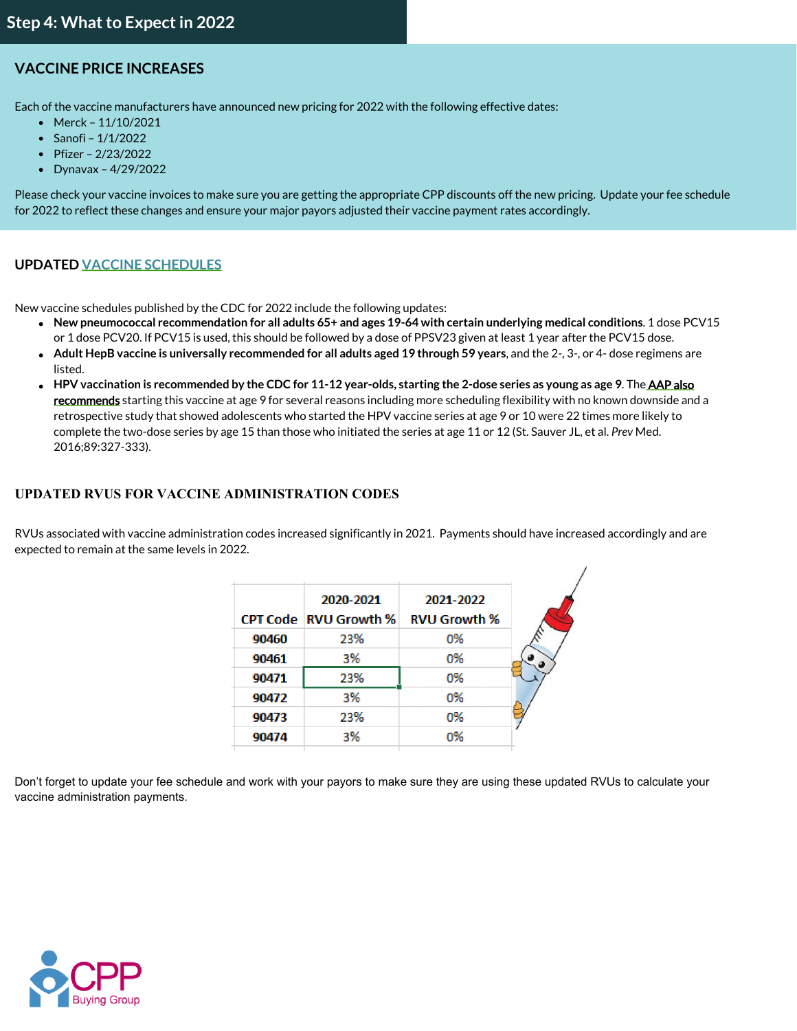# Step 4: What to Expect in 2022

## VACCINE PRICE INCREASES

Each of the vaccine manufacturers have announced new pricing for 2022 with the following effective dates:

- Merck – 11/10/2021
- Sanofi – 1/1/2022
- Pfizer – 2/23/2022
- Dynavax – 4/29/2022

Please check your vaccine invoices to make sure you are getting the appropriate CPP discounts off the new pricing. Update your fee schedule for 2022 to reflect these changes and ensure your major payors adjusted their vaccine payment rates accordingly.

## UPDATED VACCINE SCHEDULES

New vaccine schedules published by the CDC for 2022 include the following updates:

- **New pneumococcal recommendation for all adults 65+ and ages 19-64 with certain underlying medical conditions**. 1 dose PCV15 or 1 dose PCV20. If PCV15 is used, this should be followed by a dose of PPSV23 given at least 1 year after the PCV15 dose.
- **Adult HepB vaccine is universally recommended for all adults aged 19 through 59 years**, and the 2-, 3-, or 4- dose regimens are listed.
- **HPV vaccination is recommended by the CDC for 11-12 year-olds, starting the 2-dose series as young as age 9**. The AAP also recommends starting this vaccine at age 9 for several reasons including more scheduling flexibility with no known downside and a retrospective study that showed adolescents who started the HPV vaccine series at age 9 or 10 were 22 times more likely to complete the two-dose series by age 15 than those who initiated the series at age 11 or 12 (St. Sauver JL, et al. *Prev* Med. 2016;89:327-333).

## UPDATED RVUS FOR VACCINE ADMINISTRATION CODES

RVUs associated with vaccine administration codes increased significantly in 2021. Payments should have increased accordingly and are expected to remain at the same levels in 2022.

| CPT Code | 2020-2021 RVU Growth % | 2021-2022 RVU Growth % |
|---|---|---|
| 90460 | 23% | 0% |
| 90461 | 3% | 0% |
| 90471 | 23% | 0% |
| 90472 | 3% | 0% |
| 90473 | 23% | 0% |
| 90474 | 3% | 0% |

Don't forget to update your fee schedule and work with your payors to make sure they are using these updated RVUs to calculate your vaccine administration payments.

CPP Buying Group